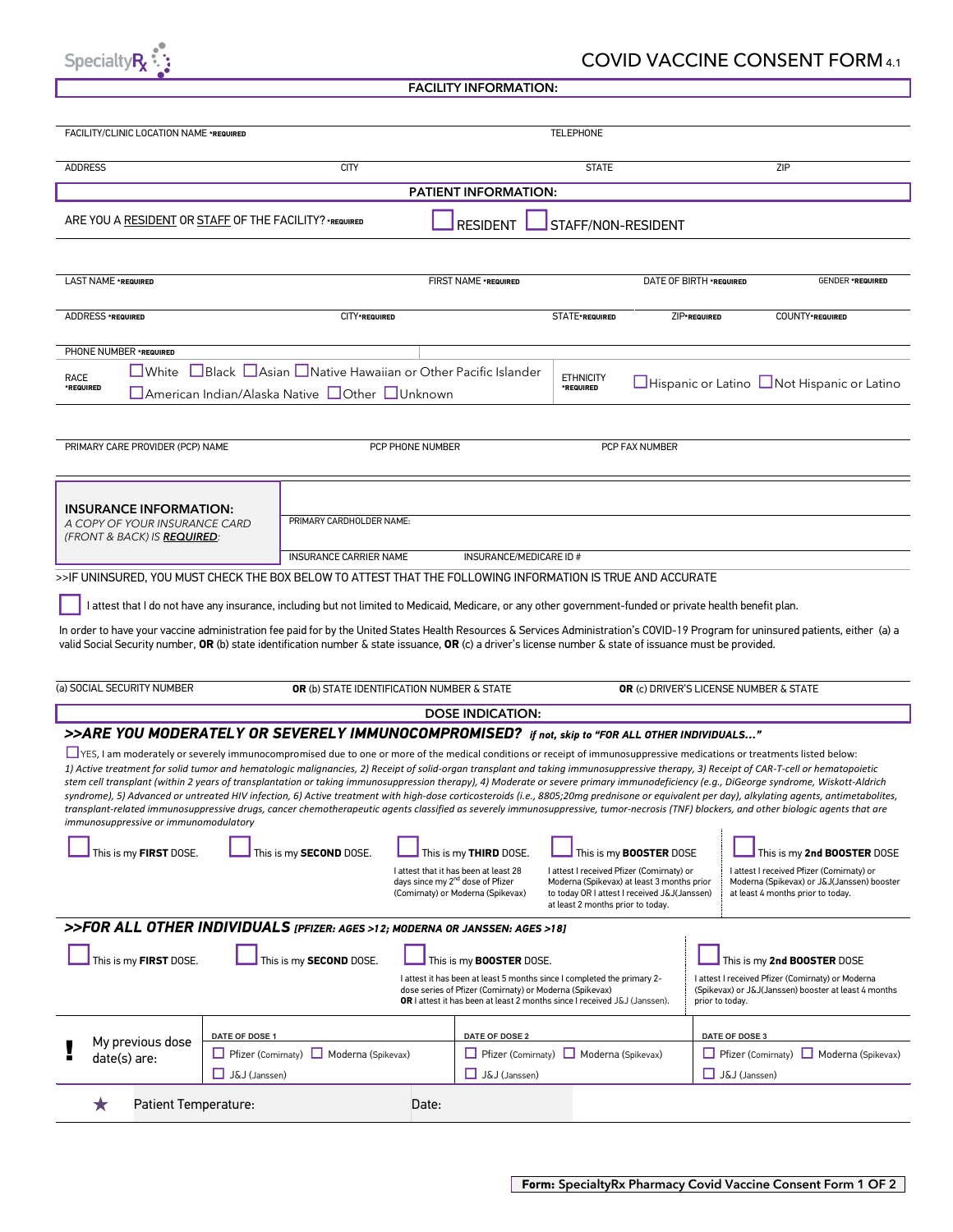SpecialtyRx

# COVID VACCINE CONSENT FORM 4.1

## FACILITY INFORMATION:

| FACILITY/CLINIC LOCATION NAME *REQUIRED | | TELEPHONE | |
|---|---|---|---|
| ADDRESS | CITY | STATE | ZIP |

## PATIENT INFORMATION:

ARE YOU A RESIDENT OR STAFF OF THE FACILITY? *REQUIRED ☐ RESIDENT ☐ STAFF/NON-RESIDENT

| LAST NAME *REQUIRED | FIRST NAME *REQUIRED | DATE OF BIRTH *REQUIRED | | GENDER *REQUIRED |
|---|---|---|---|---|
| ADDRESS *REQUIRED | CITY*REQUIRED | STATE*REQUIRED | ZIP*REQUIRED | COUNTY*REQUIRED |

PHONE NUMBER *REQUIRED

RACE *REQUIRED ☐White ☐Black ☐Asian ☐Native Hawaiian or Other Pacific Islander ☐American Indian/Alaska Native ☐Other ☐Unknown

ETHNICITY *REQUIRED ☐Hispanic or Latino ☐Not Hispanic or Latino

| PRIMARY CARE PROVIDER (PCP) NAME | PCP PHONE NUMBER | PCP FAX NUMBER |
|---|---|---|

**INSURANCE INFORMATION:**
*A COPY OF YOUR INSURANCE CARD (FRONT & BACK) IS **REQUIRED**:*

PRIMARY CARDHOLDER NAME:

INSURANCE CARRIER NAME | INSURANCE/MEDICARE ID #

>>IF UNINSURED, YOU MUST CHECK THE BOX BELOW TO ATTEST THAT THE FOLLOWING INFORMATION IS TRUE AND ACCURATE

☐ I attest that I do not have any insurance, including but not limited to Medicaid, Medicare, or any other government-funded or private health benefit plan.

In order to have your vaccine administration fee paid for by the United States Health Resources & Services Administration's COVID-19 Program for uninsured patients, either (a) a valid Social Security number, **OR** (b) state identification number & state issuance, **OR** (c) a driver's license number & state of issuance must be provided.

| (a) SOCIAL SECURITY NUMBER | **OR** (b) STATE IDENTIFICATION NUMBER & STATE | **OR** (c) DRIVER'S LICENSE NUMBER & STATE |
|---|---|---|

## DOSE INDICATION:

### >>ARE YOU MODERATELY OR SEVERELY IMMUNOCOMPROMISED? *if not, skip to "FOR ALL OTHER INDIVIDUALS…"*

☐YES, I am moderately or severely immunocompromised due to one or more of the medical conditions or receipt of immunosuppressive medications or treatments listed below:
*1) Active treatment for solid tumor and hematologic malignancies, 2) Receipt of solid-organ transplant and taking immunosuppressive therapy, 3) Receipt of CAR-T-cell or hematopoietic stem cell transplant (within 2 years of transplantation or taking immunosuppression therapy), 4) Moderate or severe primary immunodeficiency (e.g., DiGeorge syndrome, Wiskott-Aldrich syndrome), 5) Advanced or untreated HIV infection, 6) Active treatment with high-dose corticosteroids (i.e., 8805;20mg prednisone or equivalent per day), alkylating agents, antimetabolites, transplant-related immunosuppressive drugs, cancer chemotherapeutic agents classified as severely immunosuppressive, tumor-necrosis (TNF) blockers, and other biologic agents that are immunosuppressive or immunomodulatory*

☐ This is my **FIRST** DOSE.

☐ This is my **SECOND** DOSE.

☐ This is my **THIRD** DOSE.
I attest that it has been at least 28 days since my 2nd dose of Pfizer (Comirnaty) or Moderna (Spikevax)

☐ This is my **BOOSTER** DOSE
I attest I received Pfizer (Comirnaty) or Moderna (Spikevax) at least 3 months prior to today OR I attest I received J&J(Janssen) at least 2 months prior to today.

☐ This is my **2nd BOOSTER** DOSE
I attest I received Pfizer (Comirnaty) or Moderna (Spikevax) or J&J(Janssen) booster at least 4 months prior to today.

### >>FOR ALL OTHER INDIVIDUALS [PFIZER: AGES >12; MODERNA OR JANSSEN: AGES >18]

☐ This is my **FIRST** DOSE.

☐ This is my **SECOND** DOSE.

☐ This is my **BOOSTER** DOSE.
I attest it has been at least 5 months since I completed the primary 2-dose series of Pfizer (Comirnaty) or Moderna (Spikevax)
**OR** I attest it has been at least 2 months since I received J&J (Janssen).

☐ This is my **2nd BOOSTER** DOSE
I attest I received Pfizer (Comirnaty) or Moderna (Spikevax) or J&J(Janssen) booster at least 4 months prior to today.

| ! My previous dose date(s) are: | DATE OF DOSE 1 | DATE OF DOSE 2 | DATE OF DOSE 3 |
|---|---|---|---|
| | ☐ Pfizer (Comirnaty) ☐ Moderna (Spikevax) ☐ J&J (Janssen) | ☐ Pfizer (Comirnaty) ☐ Moderna (Spikevax) ☐ J&J (Janssen) | ☐ Pfizer (Comirnaty) ☐ Moderna (Spikevax) ☐ J&J (Janssen) |

★ Patient Temperature: Date:

Form: SpecialtyRx Pharmacy Covid Vaccine Consent Form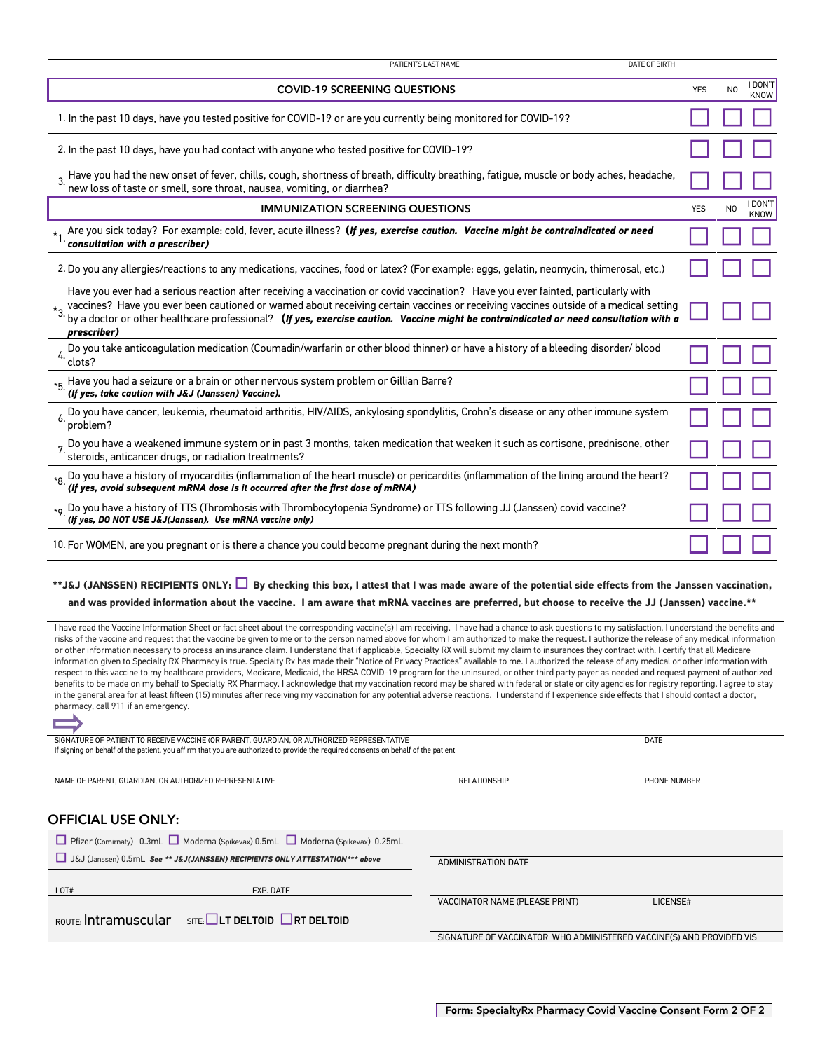PATIENT'S LAST NAME | DATE OF BIRTH

| COVID-19 SCREENING QUESTIONS | YES | NO | I DON'T KNOW |
|---|---|---|---|
| 1. In the past 10 days, have you tested positive for COVID-19 or are you currently being monitored for COVID-19? | ☐ | ☐ | ☐ |
| 2. In the past 10 days, have you had contact with anyone who tested positive for COVID-19? | ☐ | ☐ | ☐ |
| 3. Have you had the new onset of fever, chills, cough, shortness of breath, difficulty breathing, fatigue, muscle or body aches, headache, new loss of taste or smell, sore throat, nausea, vomiting, or diarrhea? | ☐ | ☐ | ☐ |

| IMMUNIZATION SCREENING QUESTIONS | YES | NO | I DON'T KNOW |
|---|---|---|---|
| *1. Are you sick today? For example: cold, fever, acute illness? ***(If yes, exercise caution. Vaccine might be contraindicated or need consultation with a prescriber)*** | ☐ | ☐ | ☐ |
| 2. Do you any allergies/reactions to any medications, vaccines, food or latex? (For example: eggs, gelatin, neomycin, thimerosal, etc.) | ☐ | ☐ | ☐ |
| *3. Have you ever had a serious reaction after receiving a vaccination or covid vaccination? Have you ever fainted, particularly with vaccines? Have you ever been cautioned or warned about receiving certain vaccines or receiving vaccines outside of a medical setting by a doctor or other healthcare professional? ***(If yes, exercise caution. Vaccine might be contraindicated or need consultation with a prescriber)*** | ☐ | ☐ | ☐ |
| 4. Do you take anticoagulation medication (Coumadin/warfarin or other blood thinner) or have a history of a bleeding disorder/ blood clots? | ☐ | ☐ | ☐ |
| *5. Have you had a seizure or a brain or other nervous system problem or Gillian Barre? ***(If yes, take caution with J&J (Janssen) Vaccine).*** | ☐ | ☐ | ☐ |
| 6. Do you have cancer, leukemia, rheumatoid arthritis, HIV/AIDS, ankylosing spondylitis, Crohn's disease or any other immune system problem? | ☐ | ☐ | ☐ |
| 7. Do you have a weakened immune system or in past 3 months, taken medication that weaken it such as cortisone, prednisone, other steroids, anticancer drugs, or radiation treatments? | ☐ | ☐ | ☐ |
| *8. Do you have a history of myocarditis (inflammation of the heart muscle) or pericarditis (inflammation of the lining around the heart? ***(If yes, avoid subsequent mRNA dose is it occurred after the first dose of mRNA)*** | ☐ | ☐ | ☐ |
| *9. Do you have a history of TTS (Thrombosis with Thrombocytopenia Syndrome) or TTS following JJ (Janssen) covid vaccine? ***(If yes, DO NOT USE J&J(Janssen). Use mRNA vaccine only)*** | ☐ | ☐ | ☐ |
| 10. For WOMEN, are you pregnant or is there a chance you could become pregnant during the next month? | ☐ | ☐ | ☐ |

**\*\*J&J (JANSSEN) RECIPIENTS ONLY: ☐ By checking this box, I attest that I was made aware of the potential side effects from the Janssen vaccination, and was provided information about the vaccine. I am aware that mRNA vaccines are preferred, but choose to receive the JJ (Janssen) vaccine.\*\***

I have read the Vaccine Information Sheet or fact sheet about the corresponding vaccine(s) I am receiving. I have had a chance to ask questions to my satisfaction. I understand the benefits and risks of the vaccine and request that the vaccine be given to me or to the person named above for whom I am authorized to make the request. I authorize the release of any medical information or other information necessary to process an insurance claim. I understand that if applicable, Specialty RX will submit my claim to insurances they contract with. I certify that all Medicare information given to Specialty RX Pharmacy is true. Specialty Rx has made their "Notice of Privacy Practices" available to me. I authorized the release of any medical or other information with respect to this vaccine to my healthcare providers, Medicare, Medicaid, the HRSA COVID-19 program for the uninsured, or other third party payer as needed and request payment of authorized benefits to be made on my behalf to Specialty RX Pharmacy. I acknowledge that my vaccination record may be shared with federal or state or city agencies for registry reporting. I agree to stay in the general area for at least fifteen (15) minutes after receiving my vaccination for any potential adverse reactions. I understand if I experience side effects that I should contact a doctor, pharmacy, call 911 if an emergency.

⇨

SIGNATURE OF PATIENT TO RECEIVE VACCINE (OR PARENT, GUARDIAN, OR AUTHORIZED REPRESENTATIVE | DATE

If signing on behalf of the patient, you affirm that you are authorized to provide the required consents on behalf of the patient

NAME OF PARENT, GUARDIAN, OR AUTHORIZED REPRESENTATIVE | RELATIONSHIP | PHONE NUMBER

## OFFICIAL USE ONLY:

☐ Pfizer (Comirnaty) 0.3mL ☐ Moderna (Spikevax) 0.5mL ☐ Moderna (Spikevax) 0.25mL

☐ J&J (Janssen) 0.5mL ***See \*\* J&J(JANSSEN) RECIPIENTS ONLY ATTESTATION\*\*\* above***

ADMINISTRATION DATE

LOT# | EXP. DATE

VACCINATOR NAME (PLEASE PRINT) | LICENSE#

ROUTE: Intramuscular SITE: ☐ **LT DELTOID** ☐ **RT DELTOID**

SIGNATURE OF VACCINATOR WHO ADMINISTERED VACCINE(S) AND PROVIDED VIS

**Form:** SpecialtyRx Pharmacy Covid Vaccine Consent Form